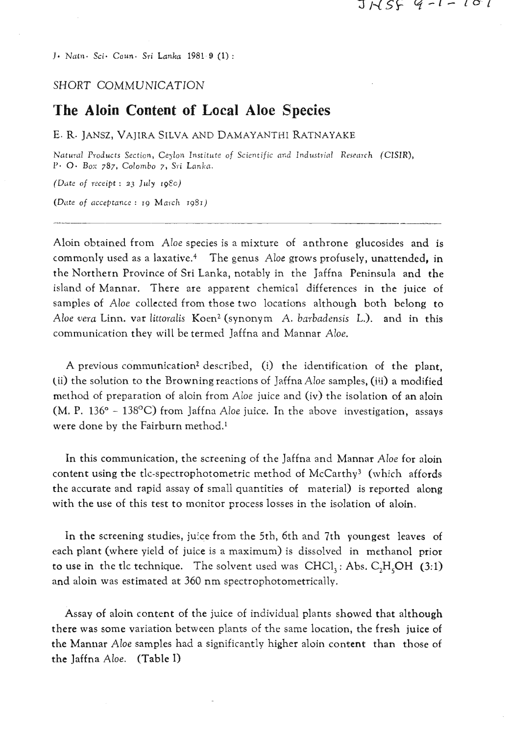SHORT COMMUNICATION

# The Aloin Content of Local Aloe Species

E. R. JANSZ, VAJIRA SILVA AND DAMAYANTHI RATNAYAKE

*Natural Products Section, Ceylon Institute of Scientific and Industrial Research (CISIR), P. O. Box 787, Colombo 7, Sri Lanka.*

*(Date of receipt : 23 July 1980)*

*(Date of acceptance : 19 March 1981)*

---

Aloin obtained from *Aloe* species is a mixture of anthrone glucosides and is commonly used as a laxative.[4] The genus *Aloe* grows profusely, unattended, in the Northern Province of Sri Lanka, notably in the Jaffna Peninsula and the island of Mannar. There are apparent chemical differences in the juice of samples of *Aloe* collected from those two locations although both belong to *Aloe vera* Linn. var *littoralis* Koen[2] (synonym *A. barbadensis* L.). and in this communication they will be termed Jaffna and Mannar *Aloe*.

A previous communication[2] described, (i) the identification of the plant, (ii) the solution to the Browning reactions of Jaffna *Aloe* samples, (iii) a modified method of preparation of aloin from *Aloe* juice and (iv) the isolation of an aloin (M. P. 136° - 138°C) from Jaffna *Aloe* juice. In the above investigation, assays were done by the Fairburn method.[1]

In this communication, the screening of the Jaffna and Mannar *Aloe* for aloin content using the tlc-spectrophotometric method of McCarthy[3] (which affords the accurate and rapid assay of small quantities of material) is reported along with the use of this test to monitor process losses in the isolation of aloin.

In the screening studies, juice from the 5th, 6th and 7th youngest leaves of each plant (where yield of juice is a maximum) is dissolved in methanol prior to use in the tlc technique. The solvent used was $CHCl_3$ : Abs. $C_2H_5OH$ (3:1) and aloin was estimated at 360 nm spectrophotometrically.

Assay of aloin content of the juice of individual plants showed that although there was some variation between plants of the same location, the fresh juice of the Mannar *Aloe* samples had a significantly higher aloin content than those of the Jaffna *Aloe*. (Table I)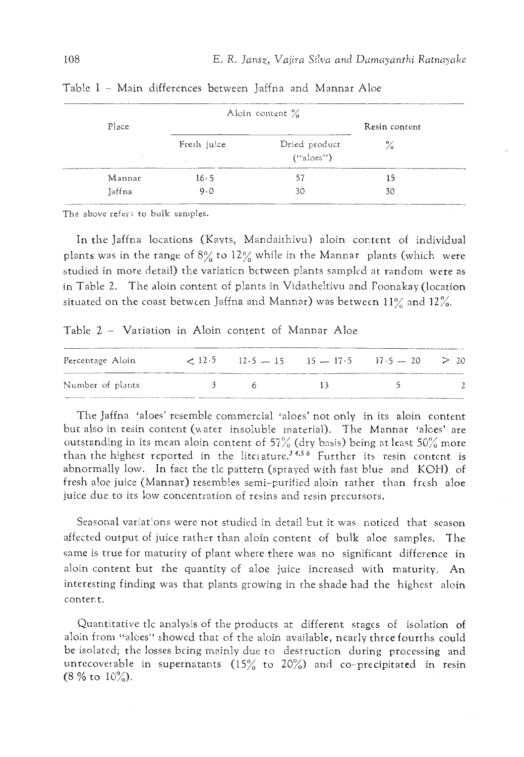Table I – Main differences between Jaffna and Mannar Aloe

| Place | Aloin content % | | Resin content |
|---|---|---|---|
| | Fresh juice | Dried product ("aloes") | % |
| Mannar | 16·5 | 57 | 15 |
| Jaffna | 9·0 | 30 | 30 |

The above refers to bulk samples.

In the Jaffna locations (Kayts, Mandaithivu) aloin content of individual plants was in the range of 8% to 12% while in the Mannar plants (which were studied in more detail) the variation between plants sampled at random were as in Table 2. The aloin content of plants in Vidatheltivu and Poonakay (location situated on the coast between Jaffna and Mannar) was between 11% and 12%.

Table 2 – Variation in Aloin content of Mannar Aloe

| Percentage Aloin | < 12·5 | 12·5 — 15 | 15 — 17·5 | 17·5 — 20 | > 20 |
|---|---|---|---|---|---|
| Number of plants | 3 | 6 | 13 | 5 | 2 |

The Jaffna 'aloes' resemble commercial 'aloes' not only in its aloin content but also in resin content (water insoluble material). The Mannar 'aloes' are outstanding in its mean aloin content of 57% (dry basis) being at least 50% more than the highest reported in the literature.[3,4,5,6] Further its resin content is abnormally low. In fact the tlc pattern (sprayed with fast blue and KOH) of fresh aloe juice (Mannar) resembles semi-purified aloin rather than fresh aloe juice due to its low concentration of resins and resin precursors.

Seasonal variations were not studied in detail but it was noticed that season affected output of juice rather than aloin content of bulk aloe samples. The same is true for maturity of plant where there was no significant difference in aloin content but the quantity of aloe juice increased with maturity. An interesting finding was that plants growing in the shade had the highest aloin content.

Quantitative tlc analysis of the products at different stages of isolation of aloin from "aloes" showed that of the aloin available, nearly three fourths could be isolated; the losses being mainly due to destruction during processing and unrecoverable in supernatants (15% to 20%) and co-precipitated in resin (8 % to 10%).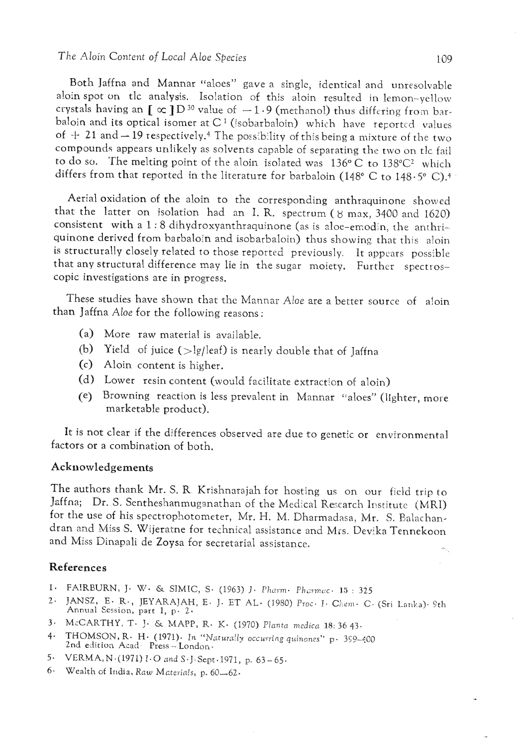Both Jaffna and Mannar "aloes" gave a single, identical and unresolvable aloin spot on tlc analysis. Isolation of this aloin resulted in lemon-yellow crystals having an $[\alpha]D^{30}$ value of $-1.9$ (methanol) thus differing from barbaloin and its optical isomer at $C^1$ (isobarbaloin) which have reported values of $+21$ and $-19$ respectively.[4] The possibility of this being a mixture of the two compounds appears unlikely as solvents capable of separating the two on tlc fail to do so. The melting point of the aloin isolated was 136° C to 138°C[2] which differs from that reported in the literature for barbaloin (148° C to 148·5° C).[4]

Aerial oxidation of the aloin to the corresponding anthraquinone showed that the latter on isolation had an I. R. spectrum ($\gamma$ max, 3400 and 1620) consistent with a 1 : 8 dihydroxyanthraquinone (as is aloe-emodin, the anthriquinone derived from barbaloin and isobarbaloin) thus showing that this aloin is structurally closely related to those reported previously. It appears possible that any structural difference may lie in the sugar moiety. Further spectroscopic investigations are in progress.

These studies have shown that the Mannar *Aloe* are a better source of aloin than Jaffna *Aloe* for the following reasons:

(a) More raw material is available.

(b) Yield of juice (>1g/leaf) is nearly double that of Jaffna

(c) Aloin content is higher.

(d) Lower resin content (would facilitate extraction of aloin)

(e) Browning reaction is less prevalent in Mannar "aloes" (lighter, more marketable product).

It is not clear if the differences observed are due to genetic or environmental factors or a combination of both.

## Acknowledgements

The authors thank Mr. S. R. Krishnarajah for hosting us on our field trip to Jaffna; Dr. S. Sentheshanmuganathan of the Medical Research Institute (MRI) for the use of his spectrophotometer, Mr. H. M. Dharmadasa, Mr. S. Balachandran and Miss S. Wijeratne for technical assistance and Mrs. Devika Tennekoon and Miss Dinapali de Zoysa for secretarial assistance.

## References

1. FAIRBURN, J. W. & SIMIC, S. (1963) *J. Pharm. Pharmac.* 15 : 325
2. JANSZ, E. R., JEYARAJAH, E. J. ET AL. (1980) *Proc. I. Chem. C.* (Sri Lanka). 9th Annual Session, part 1, p. 2.
3. McCARTHY, T. J. & MAPP, R. K. (1970) *Planta medica* 18: 36 43.
4. THOMSON, R. H. (1971). *In "Naturally occurring quinones"* p. 399–400 2nd edition Acad Press – London.
5. VERMA, N. (1971) *I. O and S. J.* Sept. 1971, p. 63 – 65.
6. Wealth of India, *Raw Materials*, p. 60—62.